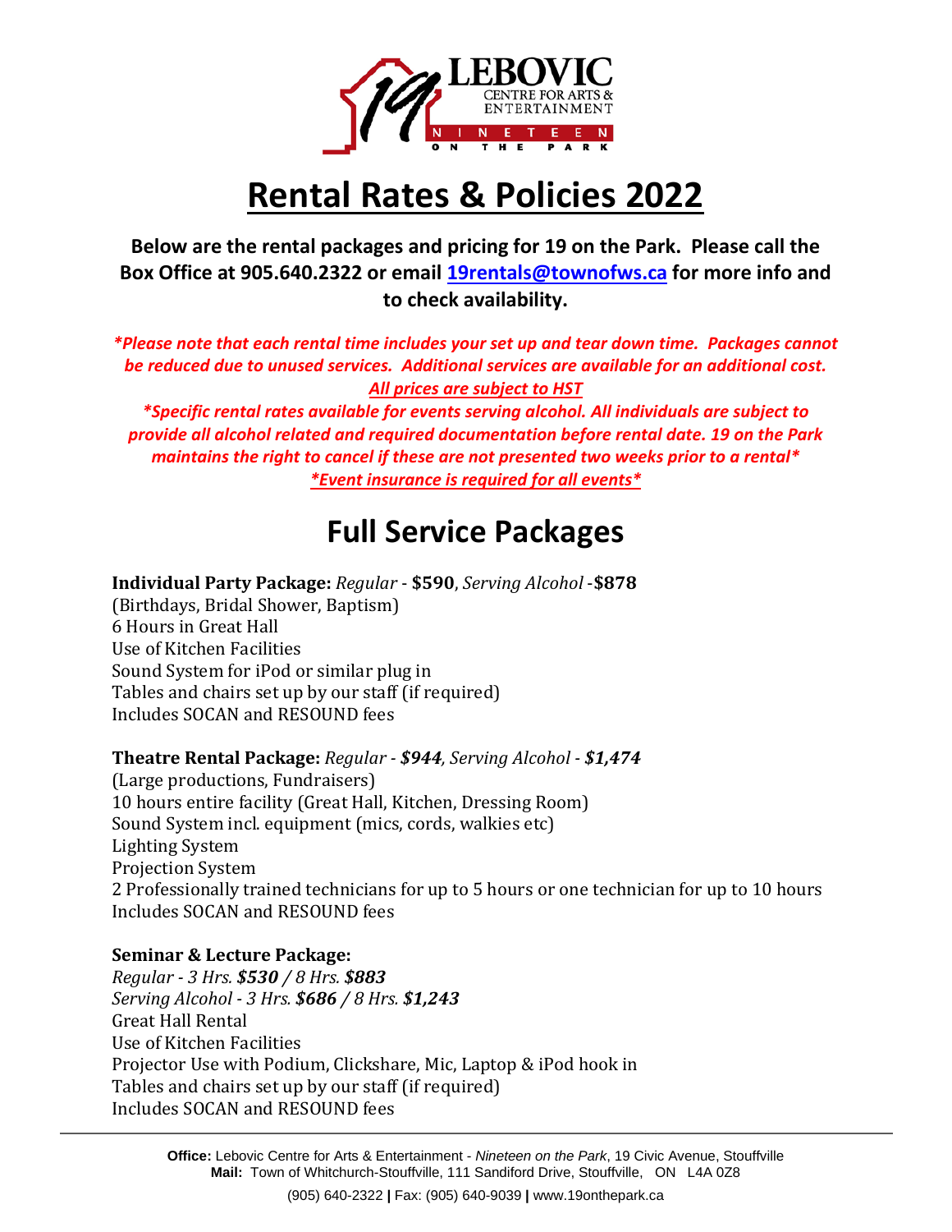# Rental Rates & Policies 2022

**Below are the rental packages and pricing for 19 on the Park. Please call the Box Office at 905.640.2322 or email [19rentals@townofws.ca](mailto:19rentals@townofws.ca) for more info and to check availability.**

***Please note that each rental time includes your set up and tear down time. Packages cannot be reduced due to unused services. Additional services are available for an additional cost.***
***All prices are subject to HST***
***Specific rental rates available for events serving alcohol. All individuals are subject to provide all alcohol related and required documentation before rental date. 19 on the Park maintains the right to cancel if these are not presented two weeks prior to a rental****
***Event insurance is required for all events****

## Full Service Packages

**Individual Party Package:** *Regular* - **$590**, *Serving Alcohol* -**$878**
(Birthdays, Bridal Shower, Baptism)
6 Hours in Great Hall
Use of Kitchen Facilities
Sound System for iPod or similar plug in
Tables and chairs set up by our staff (if required)
Includes SOCAN and RESOUND fees

**Theatre Rental Package:** *Regular - **$944**, Serving Alcohol - **$1,474***
(Large productions, Fundraisers)
10 hours entire facility (Great Hall, Kitchen, Dressing Room)
Sound System incl. equipment (mics, cords, walkies etc)
Lighting System
Projection System
2 Professionally trained technicians for up to 5 hours or one technician for up to 10 hours
Includes SOCAN and RESOUND fees

**Seminar & Lecture Package:**
*Regular - 3 Hrs. **$530** / 8 Hrs. **$883***
*Serving Alcohol - 3 Hrs. **$686** / 8 Hrs. **$1,243***
Great Hall Rental
Use of Kitchen Facilities
Projector Use with Podium, Clickshare, Mic, Laptop & iPod hook in
Tables and chairs set up by our staff (if required)
Includes SOCAN and RESOUND fees

**Office:** Lebovic Centre for Arts & Entertainment - *Nineteen on the Park*, 19 Civic Avenue, Stouffville
**Mail:** Town of Whitchurch-Stouffville, 111 Sandiford Drive, Stouffville, ON L4A 0Z8
(905) 640-2322 **|** Fax: (905) 640-9039 **|** www.19onthepark.ca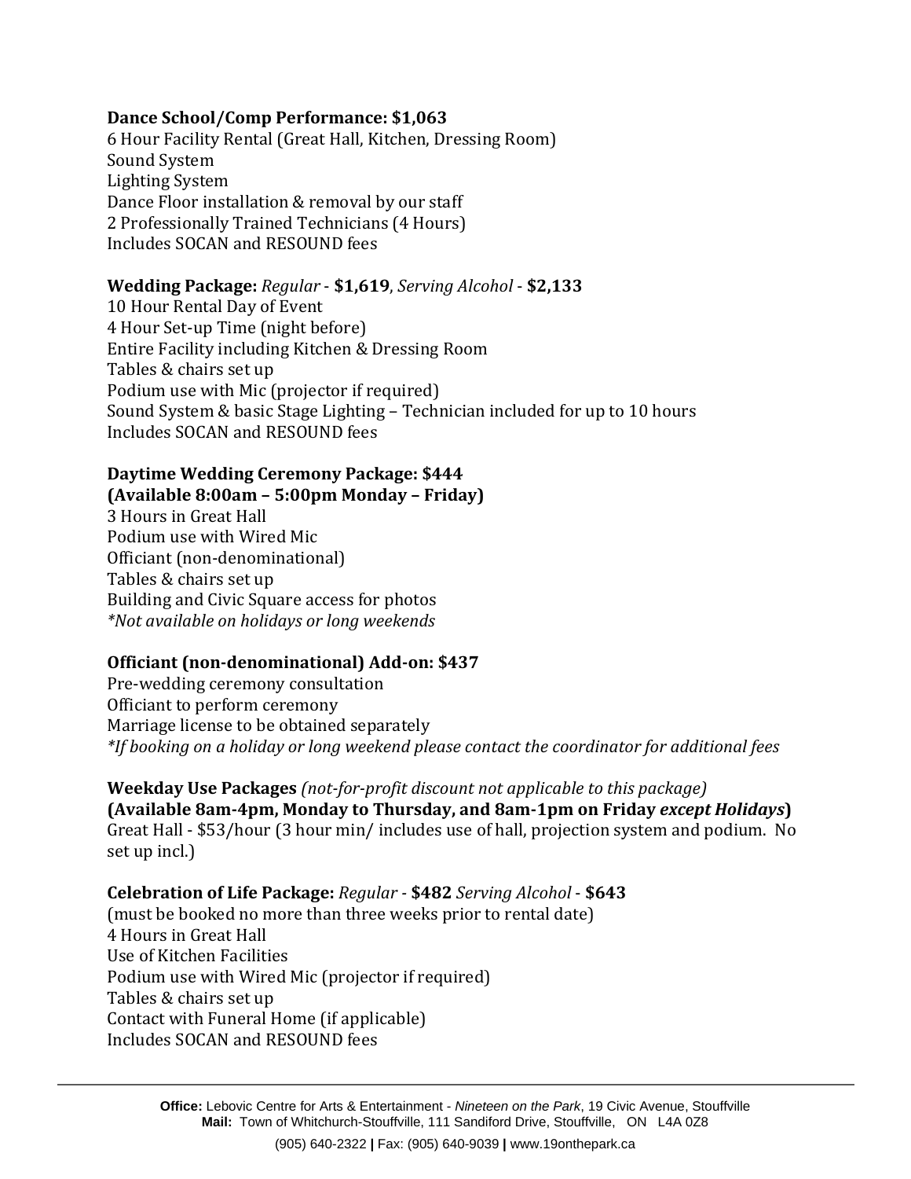**Dance School/Comp Performance: $1,063**
6 Hour Facility Rental (Great Hall, Kitchen, Dressing Room)
Sound System
Lighting System
Dance Floor installation & removal by our staff
2 Professionally Trained Technicians (4 Hours)
Includes SOCAN and RESOUND fees

**Wedding Package:** *Regular* - **$1,619**, *Serving Alcohol* - **$2,133**
10 Hour Rental Day of Event
4 Hour Set-up Time (night before)
Entire Facility including Kitchen & Dressing Room
Tables & chairs set up
Podium use with Mic (projector if required)
Sound System & basic Stage Lighting – Technician included for up to 10 hours
Includes SOCAN and RESOUND fees

**Daytime Wedding Ceremony Package: $444**
**(Available 8:00am – 5:00pm Monday – Friday)**
3 Hours in Great Hall
Podium use with Wired Mic
Officiant (non-denominational)
Tables & chairs set up
Building and Civic Square access for photos
*\*Not available on holidays or long weekends*

**Officiant (non-denominational) Add-on: $437**
Pre-wedding ceremony consultation
Officiant to perform ceremony
Marriage license to be obtained separately
*\*If booking on a holiday or long weekend please contact the coordinator for additional fees*

**Weekday Use Packages** *(not-for-profit discount not applicable to this package)*
**(Available 8am-4pm, Monday to Thursday, and 8am-1pm on Friday *except Holidays*)**
Great Hall - $53/hour (3 hour min/ includes use of hall, projection system and podium. No set up incl.)

**Celebration of Life Package:** *Regular* - **$482** *Serving Alcohol* - **$643**
(must be booked no more than three weeks prior to rental date)
4 Hours in Great Hall
Use of Kitchen Facilities
Podium use with Wired Mic (projector if required)
Tables & chairs set up
Contact with Funeral Home (if applicable)
Includes SOCAN and RESOUND fees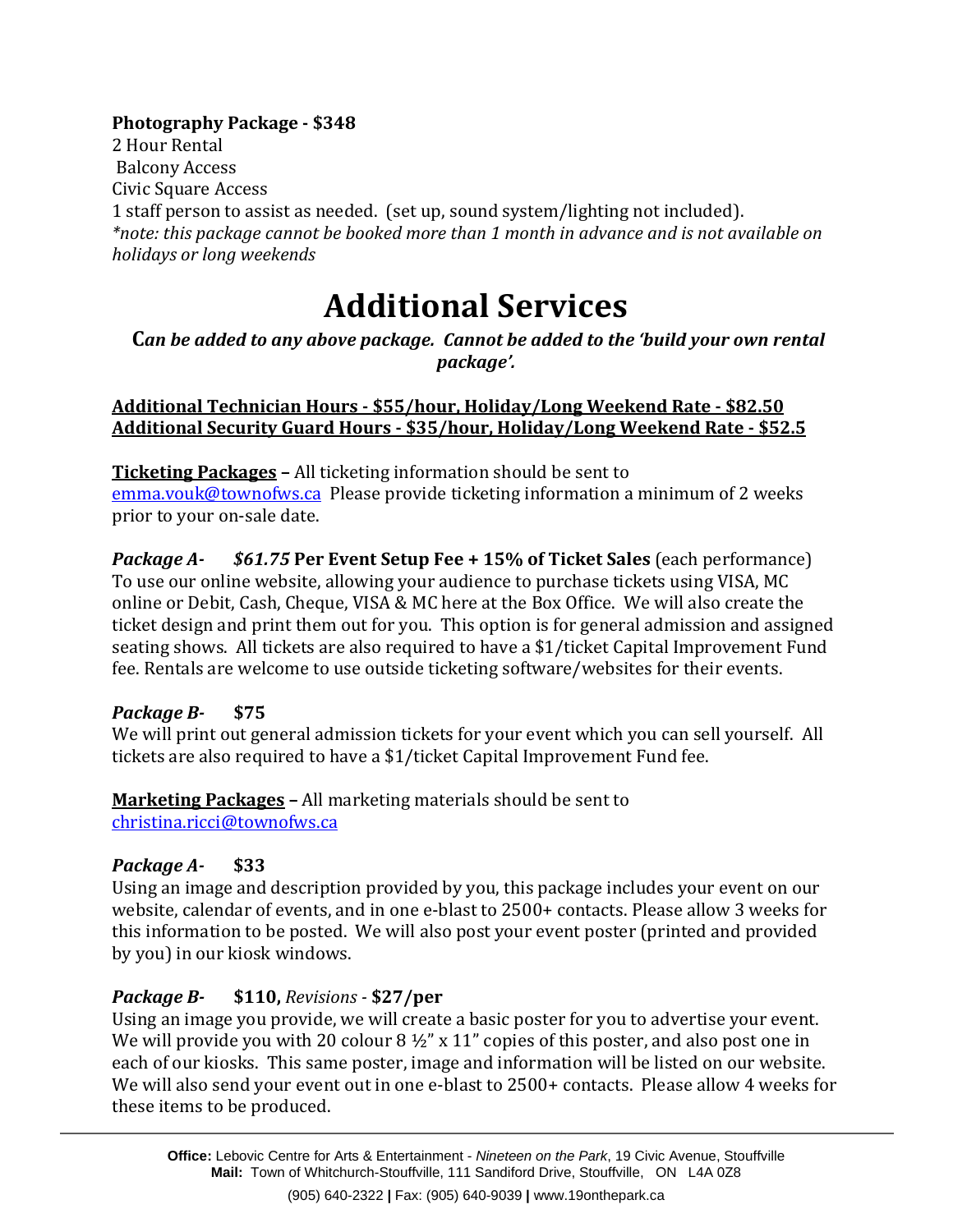**Photography Package - $348**
2 Hour Rental
Balcony Access
Civic Square Access
1 staff person to assist as needed. (set up, sound system/lighting not included).
*\*note: this package cannot be booked more than 1 month in advance and is not available on holidays or long weekends*

# Additional Services

***Can be added to any above package. Cannot be added to the 'build your own rental package'.***

**Additional Technician Hours - $55/hour, Holiday/Long Weekend Rate - $82.50**
**Additional Security Guard Hours - $35/hour, Holiday/Long Weekend Rate - $52.5**

**Ticketing Packages –** All ticketing information should be sent to emma.vouk@townofws.ca Please provide ticketing information a minimum of 2 weeks prior to your on-sale date.

***Package A-*** ***$61.75*** **Per Event Setup Fee + 15% of Ticket Sales** (each performance)
To use our online website, allowing your audience to purchase tickets using VISA, MC online or Debit, Cash, Cheque, VISA & MC here at the Box Office. We will also create the ticket design and print them out for you. This option is for general admission and assigned seating shows. All tickets are also required to have a $1/ticket Capital Improvement Fund fee. Rentals are welcome to use outside ticketing software/websites for their events.

***Package B-*** **$75**
We will print out general admission tickets for your event which you can sell yourself. All tickets are also required to have a $1/ticket Capital Improvement Fund fee.

**Marketing Packages –** All marketing materials should be sent to christina.ricci@townofws.ca

***Package A-*** **$33**
Using an image and description provided by you, this package includes your event on our website, calendar of events, and in one e-blast to 2500+ contacts. Please allow 3 weeks for this information to be posted. We will also post your event poster (printed and provided by you) in our kiosk windows.

***Package B-*** **$110,** *Revisions* - **$27/per**
Using an image you provide, we will create a basic poster for you to advertise your event. We will provide you with 20 colour 8 ½" x 11" copies of this poster, and also post one in each of our kiosks. This same poster, image and information will be listed on our website. We will also send your event out in one e-blast to 2500+ contacts. Please allow 4 weeks for these items to be produced.

**Office:** Lebovic Centre for Arts & Entertainment - *Nineteen on the Park*, 19 Civic Avenue, Stouffville
**Mail:** Town of Whitchurch-Stouffville, 111 Sandiford Drive, Stouffville, ON L4A 0Z8
(905) 640-2322 **|** Fax: (905) 640-9039 **|** www.19onthepark.ca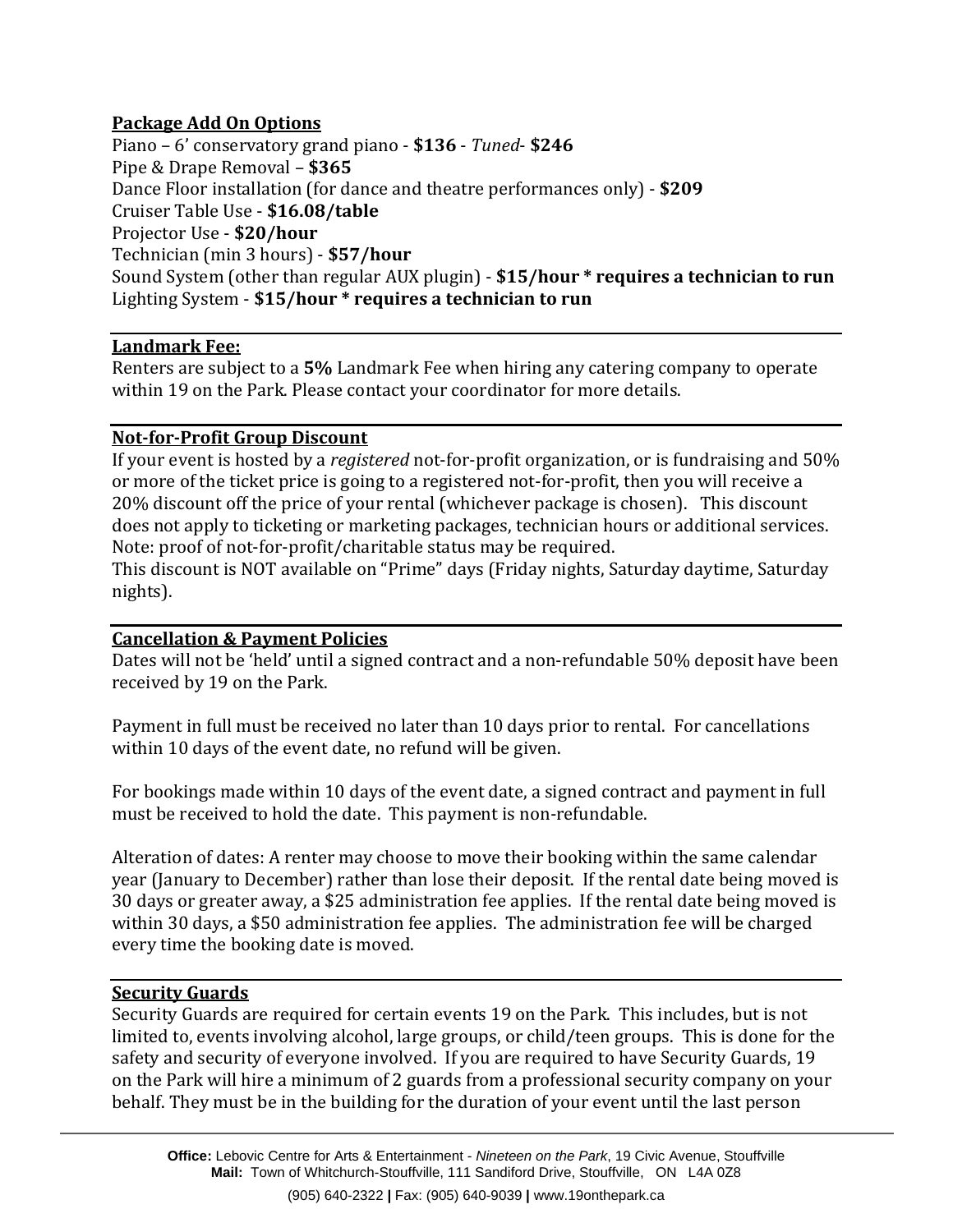**Package Add On Options**

Piano – 6' conservatory grand piano - **$136** - *Tuned*- **$246**
Pipe & Drape Removal – **$365**
Dance Floor installation (for dance and theatre performances only) - **$209**
Cruiser Table Use - **$16.08/table**
Projector Use - **$20/hour**
Technician (min 3 hours) - **$57/hour**
Sound System (other than regular AUX plugin) - **$15/hour * requires a technician to run**
Lighting System - **$15/hour * requires a technician to run**

---

**Landmark Fee:**

Renters are subject to a **5%** Landmark Fee when hiring any catering company to operate within 19 on the Park. Please contact your coordinator for more details.

---

**Not-for-Profit Group Discount**

If your event is hosted by a *registered* not-for-profit organization, or is fundraising and 50% or more of the ticket price is going to a registered not-for-profit, then you will receive a 20% discount off the price of your rental (whichever package is chosen). This discount does not apply to ticketing or marketing packages, technician hours or additional services. Note: proof of not-for-profit/charitable status may be required.
This discount is NOT available on "Prime" days (Friday nights, Saturday daytime, Saturday nights).

---

**Cancellation & Payment Policies**

Dates will not be 'held' until a signed contract and a non-refundable 50% deposit have been received by 19 on the Park.

Payment in full must be received no later than 10 days prior to rental. For cancellations within 10 days of the event date, no refund will be given.

For bookings made within 10 days of the event date, a signed contract and payment in full must be received to hold the date. This payment is non-refundable.

Alteration of dates: A renter may choose to move their booking within the same calendar year (January to December) rather than lose their deposit. If the rental date being moved is 30 days or greater away, a $25 administration fee applies. If the rental date being moved is within 30 days, a $50 administration fee applies. The administration fee will be charged every time the booking date is moved.

---

**Security Guards**

Security Guards are required for certain events 19 on the Park. This includes, but is not limited to, events involving alcohol, large groups, or child/teen groups. This is done for the safety and security of everyone involved. If you are required to have Security Guards, 19 on the Park will hire a minimum of 2 guards from a professional security company on your behalf. They must be in the building for the duration of your event until the last person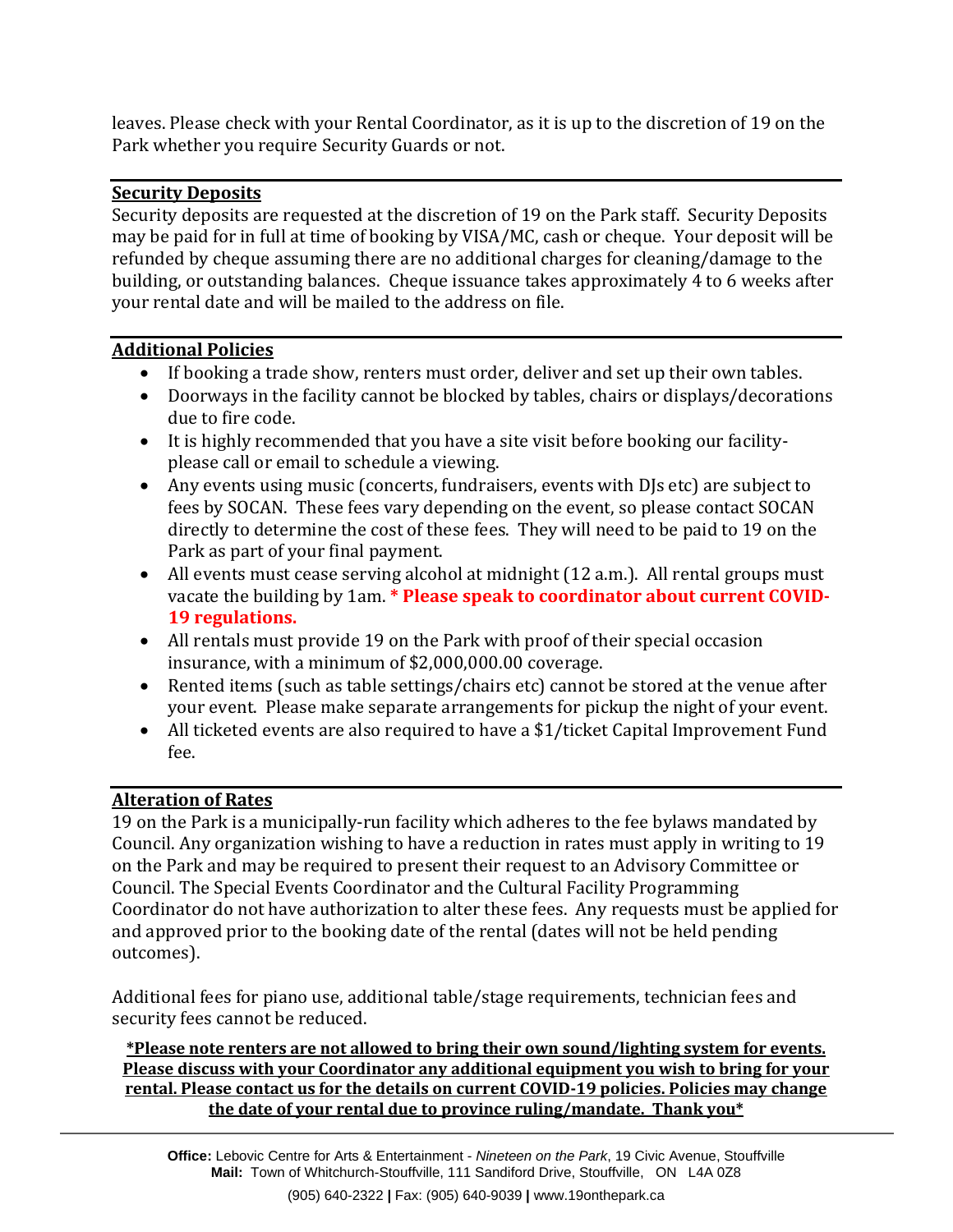leaves. Please check with your Rental Coordinator, as it is up to the discretion of 19 on the Park whether you require Security Guards or not.

## Security Deposits

Security deposits are requested at the discretion of 19 on the Park staff. Security Deposits may be paid for in full at time of booking by VISA/MC, cash or cheque. Your deposit will be refunded by cheque assuming there are no additional charges for cleaning/damage to the building, or outstanding balances. Cheque issuance takes approximately 4 to 6 weeks after your rental date and will be mailed to the address on file.

## Additional Policies

- If booking a trade show, renters must order, deliver and set up their own tables.
- Doorways in the facility cannot be blocked by tables, chairs or displays/decorations due to fire code.
- It is highly recommended that you have a site visit before booking our facility-please call or email to schedule a viewing.
- Any events using music (concerts, fundraisers, events with DJs etc) are subject to fees by SOCAN. These fees vary depending on the event, so please contact SOCAN directly to determine the cost of these fees. They will need to be paid to 19 on the Park as part of your final payment.
- All events must cease serving alcohol at midnight (12 a.m.). All rental groups must vacate the building by 1am. **\* Please speak to coordinator about current COVID-19 regulations.**
- All rentals must provide 19 on the Park with proof of their special occasion insurance, with a minimum of $2,000,000.00 coverage.
- Rented items (such as table settings/chairs etc) cannot be stored at the venue after your event. Please make separate arrangements for pickup the night of your event.
- All ticketed events are also required to have a $1/ticket Capital Improvement Fund fee.

## Alteration of Rates

19 on the Park is a municipally-run facility which adheres to the fee bylaws mandated by Council. Any organization wishing to have a reduction in rates must apply in writing to 19 on the Park and may be required to present their request to an Advisory Committee or Council. The Special Events Coordinator and the Cultural Facility Programming Coordinator do not have authorization to alter these fees. Any requests must be applied for and approved prior to the booking date of the rental (dates will not be held pending outcomes).

Additional fees for piano use, additional table/stage requirements, technician fees and security fees cannot be reduced.

**\*Please note renters are not allowed to bring their own sound/lighting system for events. Please discuss with your Coordinator any additional equipment you wish to bring for your rental. Please contact us for the details on current COVID-19 policies. Policies may change the date of your rental due to province ruling/mandate. Thank you\***

**Office:** Lebovic Centre for Arts & Entertainment - *Nineteen on the Park*, 19 Civic Avenue, Stouffville
**Mail:** Town of Whitchurch-Stouffville, 111 Sandiford Drive, Stouffville, ON L4A 0Z8
(905) 640-2322 **|** Fax: (905) 640-9039 **|** www.19onthepark.ca